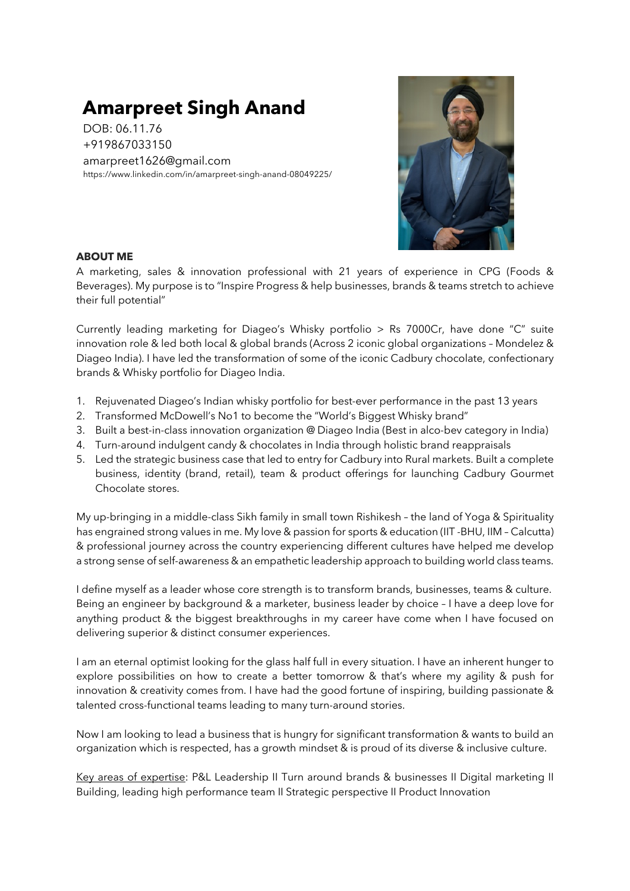# Amarpreet Singh Anand

DOB: 06.11.76
+919867033150
amarpreet1626@gmail.com
https://www.linkedin.com/in/amarpreet-singh-anand-08049225/

**ABOUT ME**

A marketing, sales & innovation professional with 21 years of experience in CPG (Foods & Beverages). My purpose is to "Inspire Progress & help businesses, brands & teams stretch to achieve their full potential"

Currently leading marketing for Diageo's Whisky portfolio > Rs 7000Cr, have done "C" suite innovation role & led both local & global brands (Across 2 iconic global organizations – Mondelez & Diageo India). I have led the transformation of some of the iconic Cadbury chocolate, confectionary brands & Whisky portfolio for Diageo India.

1. Rejuvenated Diageo's Indian whisky portfolio for best-ever performance in the past 13 years
2. Transformed McDowell's No1 to become the "World's Biggest Whisky brand"
3. Built a best-in-class innovation organization @ Diageo India (Best in alco-bev category in India)
4. Turn-around indulgent candy & chocolates in India through holistic brand reappraisals
5. Led the strategic business case that led to entry for Cadbury into Rural markets. Built a complete business, identity (brand, retail), team & product offerings for launching Cadbury Gourmet Chocolate stores.

My up-bringing in a middle-class Sikh family in small town Rishikesh – the land of Yoga & Spirituality has engrained strong values in me. My love & passion for sports & education (IIT -BHU, IIM – Calcutta) & professional journey across the country experiencing different cultures have helped me develop a strong sense of self-awareness & an empathetic leadership approach to building world class teams.

I define myself as a leader whose core strength is to transform brands, businesses, teams & culture. Being an engineer by background & a marketer, business leader by choice – I have a deep love for anything product & the biggest breakthroughs in my career have come when I have focused on delivering superior & distinct consumer experiences.

I am an eternal optimist looking for the glass half full in every situation. I have an inherent hunger to explore possibilities on how to create a better tomorrow & that's where my agility & push for innovation & creativity comes from. I have had the good fortune of inspiring, building passionate & talented cross-functional teams leading to many turn-around stories.

Now I am looking to lead a business that is hungry for significant transformation & wants to build an organization which is respected, has a growth mindset & is proud of its diverse & inclusive culture.

<u>Key areas of expertise</u>: P&L Leadership II Turn around brands & businesses II Digital marketing II Building, leading high performance team II Strategic perspective II Product Innovation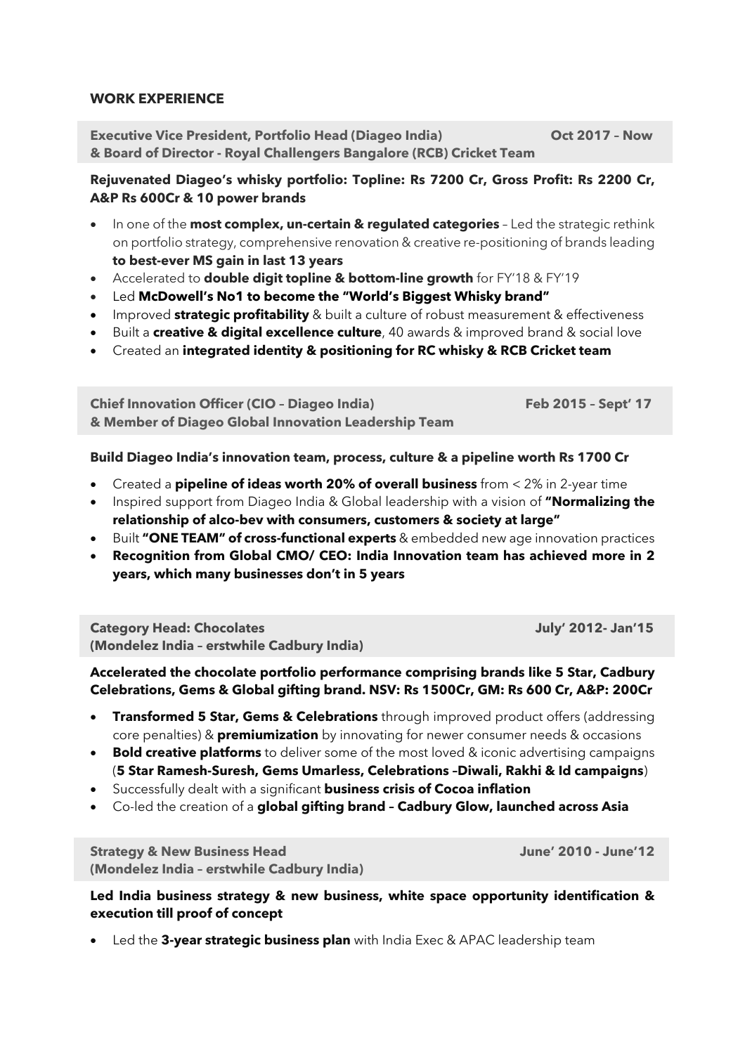## WORK EXPERIENCE

**Executive Vice President, Portfolio Head (Diageo India) & Board of Director - Royal Challengers Bangalore (RCB) Cricket Team** — **Oct 2017 – Now**

**Rejuvenated Diageo's whisky portfolio: Topline: Rs 7200 Cr, Gross Profit: Rs 2200 Cr, A&P Rs 600Cr & 10 power brands**

- In one of the **most complex, un-certain & regulated categories** – Led the strategic rethink on portfolio strategy, comprehensive renovation & creative re-positioning of brands leading **to best-ever MS gain in last 13 years**
- Accelerated to **double digit topline & bottom-line growth** for FY'18 & FY'19
- Led **McDowell's No1 to become the "World's Biggest Whisky brand"**
- Improved **strategic profitability** & built a culture of robust measurement & effectiveness
- Built a **creative & digital excellence culture**, 40 awards & improved brand & social love
- Created an **integrated identity & positioning for RC whisky & RCB Cricket team**

**Chief Innovation Officer (CIO – Diageo India) & Member of Diageo Global Innovation Leadership Team** — **Feb 2015 – Sept' 17**

**Build Diageo India's innovation team, process, culture & a pipeline worth Rs 1700 Cr**

- Created a **pipeline of ideas worth 20% of overall business** from < 2% in 2-year time
- Inspired support from Diageo India & Global leadership with a vision of **"Normalizing the relationship of alco-bev with consumers, customers & society at large"**
- Built **"ONE TEAM" of cross-functional experts** & embedded new age innovation practices
- **Recognition from Global CMO/ CEO: India Innovation team has achieved more in 2 years, which many businesses don't in 5 years**

**Category Head: Chocolates (Mondelez India – erstwhile Cadbury India)** — **July' 2012- Jan'15**

**Accelerated the chocolate portfolio performance comprising brands like 5 Star, Cadbury Celebrations, Gems & Global gifting brand. NSV: Rs 1500Cr, GM: Rs 600 Cr, A&P: 200Cr**

- **Transformed 5 Star, Gems & Celebrations** through improved product offers (addressing core penalties) & **premiumization** by innovating for newer consumer needs & occasions
- **Bold creative platforms** to deliver some of the most loved & iconic advertising campaigns (**5 Star Ramesh-Suresh, Gems Umarless, Celebrations –Diwali, Rakhi & Id campaigns**)
- Successfully dealt with a significant **business crisis of Cocoa inflation**
- Co-led the creation of a **global gifting brand – Cadbury Glow, launched across Asia**

**Strategy & New Business Head (Mondelez India – erstwhile Cadbury India)** — **June' 2010 - June'12**

**Led India business strategy & new business, white space opportunity identification & execution till proof of concept**

- Led the **3-year strategic business plan** with India Exec & APAC leadership team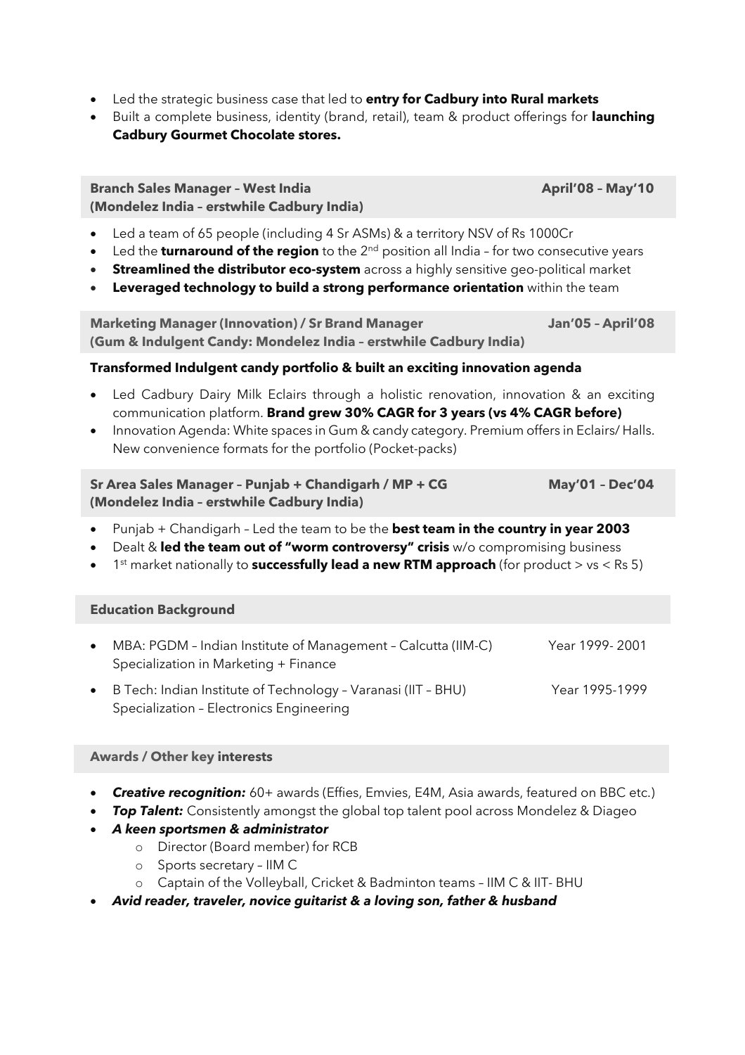- Led the strategic business case that led to **entry for Cadbury into Rural markets**
- Built a complete business, identity (brand, retail), team & product offerings for **launching Cadbury Gourmet Chocolate stores.**

### Branch Sales Manager – West India (Mondelez India – erstwhile Cadbury India) — April'08 – May'10

- Led a team of 65 people (including 4 Sr ASMs) & a territory NSV of Rs 1000Cr
- Led the **turnaround of the region** to the 2nd position all India – for two consecutive years
- **Streamlined the distributor eco-system** across a highly sensitive geo-political market
- **Leveraged technology to build a strong performance orientation** within the team

### Marketing Manager (Innovation) / Sr Brand Manager (Gum & Indulgent Candy: Mondelez India – erstwhile Cadbury India) — Jan'05 – April'08

**Transformed Indulgent candy portfolio & built an exciting innovation agenda**

- Led Cadbury Dairy Milk Eclairs through a holistic renovation, innovation & an exciting communication platform. **Brand grew 30% CAGR for 3 years (vs 4% CAGR before)**
- Innovation Agenda: White spaces in Gum & candy category. Premium offers in Eclairs/ Halls. New convenience formats for the portfolio (Pocket-packs)

### Sr Area Sales Manager – Punjab + Chandigarh / MP + CG (Mondelez India – erstwhile Cadbury India) — May'01 – Dec'04

- Punjab + Chandigarh – Led the team to be the **best team in the country in year 2003**
- Dealt & **led the team out of "worm controversy" crisis** w/o compromising business
- 1st market nationally to **successfully lead a new RTM approach** (for product > vs < Rs 5)

## Education Background

- MBA: PGDM – Indian Institute of Management – Calcutta (IIM-C) — Year 1999- 2001
  Specialization in Marketing + Finance
- B Tech: Indian Institute of Technology – Varanasi (IIT – BHU) — Year 1995-1999
  Specialization – Electronics Engineering

## Awards / Other key interests

- ***Creative recognition:*** 60+ awards (Effies, Emvies, E4M, Asia awards, featured on BBC etc.)
- ***Top Talent:*** Consistently amongst the global top talent pool across Mondelez & Diageo
- ***A keen sportsmen & administrator***
  - Director (Board member) for RCB
  - Sports secretary – IIM C
  - Captain of the Volleyball, Cricket & Badminton teams – IIM C & IIT- BHU
- ***Avid reader, traveler, novice guitarist & a loving son, father & husband***